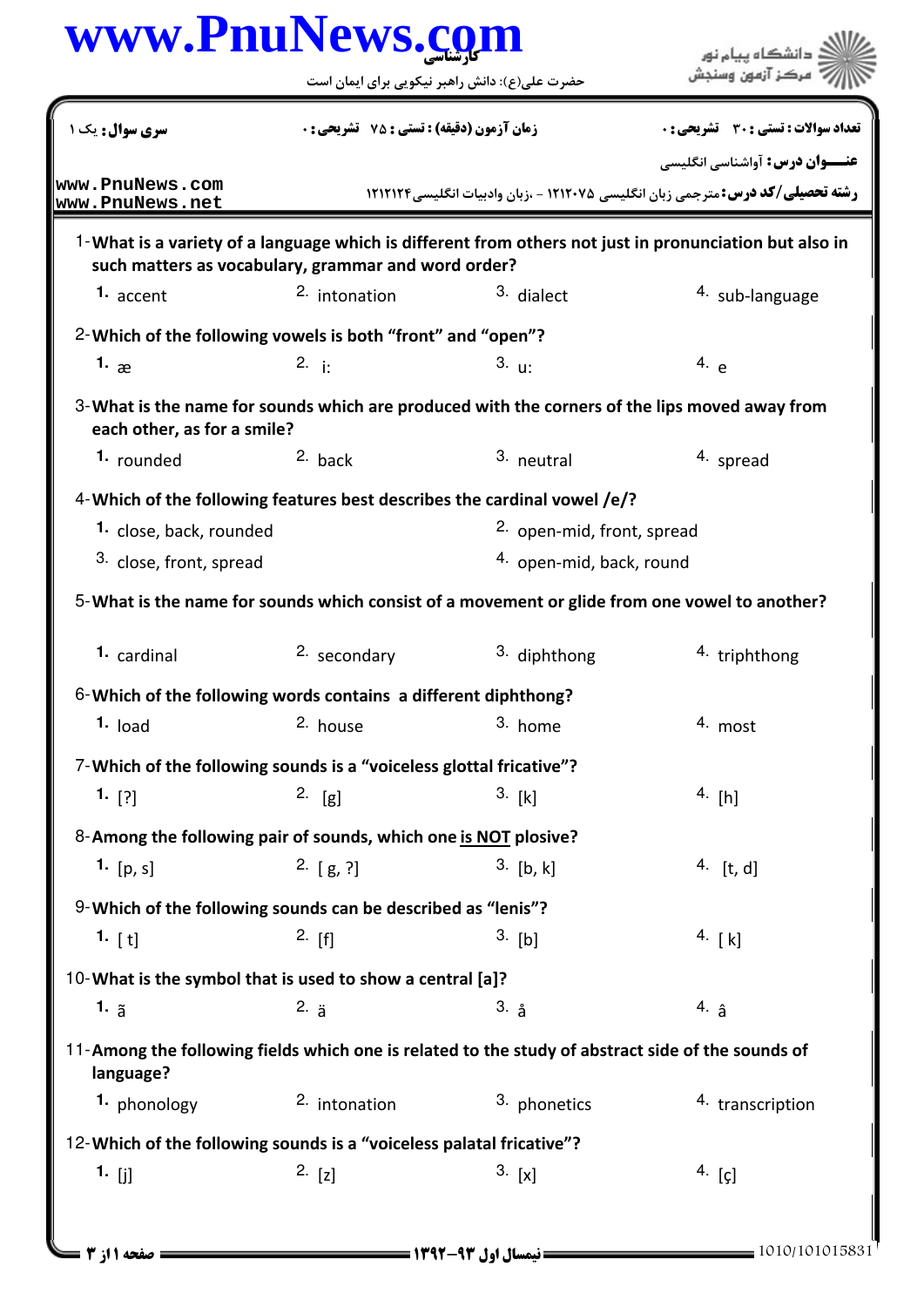www.PnuNews.com

کارشناسی

حضرت علی(ع): دانش راهبر نیکویی برای ایمان است

دانشگاه پیام نور
مرکز آزمون وسنجش

**سری سوال:** یک ۱ | **زمان آزمون (دقیقه) : تستی : ۷۵ تشریحی : ۰** | **تعداد سوالات : تستی : ۳۰ تشریحی : ۰**

**عنـــوان درس:** آواشناسی انگلیسی

**رشته تحصیلی/کد درس:** مترجمی زبان انگلیسی ۱۲۱۲۰۷۵ - ،زبان وادبیات انگلیسی ۱۲۱۲۱۲۴

www.PnuNews.com
www.PnuNews.net

1-**What is a variety of a language which is different from others not just in pronunciation but also in such matters as vocabulary, grammar and word order?**

1. accent
2. intonation
3. dialect
4. sub-language

2-**Which of the following vowels is both "front" and "open"?**

1. æ
2. i:
3. u:
4. e

3-**What is the name for sounds which are produced with the corners of the lips moved away from each other, as for a smile?**

1. rounded
2. back
3. neutral
4. spread

4-**Which of the following features best describes the cardinal vowel /e/?**

1. close, back, rounded
2. open-mid, front, spread
3. close, front, spread
4. open-mid, back, round

5-**What is the name for sounds which consist of a movement or glide from one vowel to another?**

1. cardinal
2. secondary
3. diphthong
4. triphthong

6-**Which of the following words contains a different diphthong?**

1. load
2. house
3. home
4. most

7-**Which of the following sounds is a "voiceless glottal fricative"?**

1. [ʔ]
2. [g]
3. [k]
4. [h]

8-**Among the following pair of sounds, which one is NOT plosive?**

1. [p, s]
2. [ g, ʔ]
3. [b, k]
4. [t, d]

9-**Which of the following sounds can be described as "lenis"?**

1. [ t]
2. [f]
3. [b]
4. [ k]

10-**What is the symbol that is used to show a central [a]?**

1. ã
2. ä
3. å
4. â

11-**Among the following fields which one is related to the study of abstract side of the sounds of language?**

1. phonology
2. intonation
3. phonetics
4. transcription

12-**Which of the following sounds is a "voiceless palatal fricative"?**

1. [j]
2. [z]
3. [x]
4. [ç]

نیمسال اول ۹۳-۱۳۹۲

1010/101015831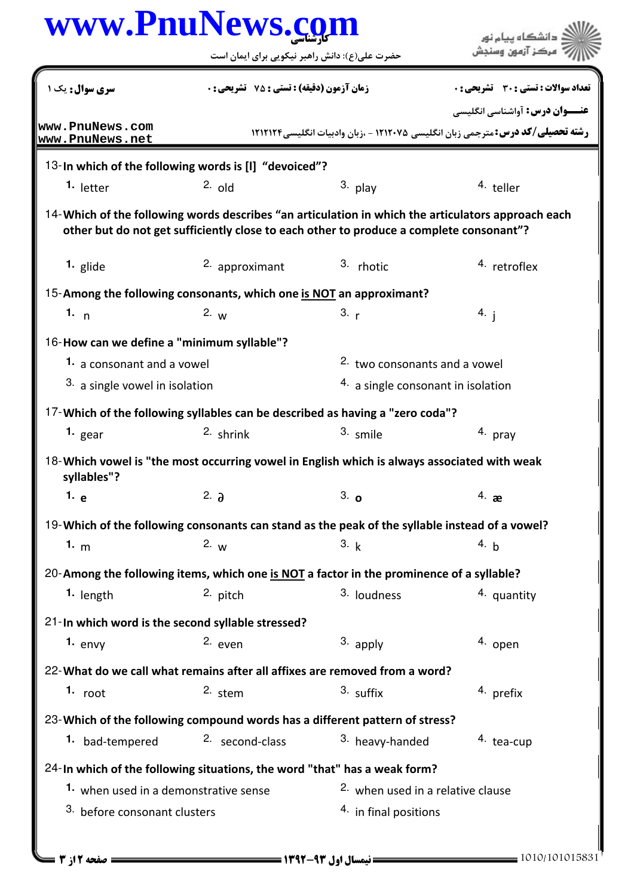| سری سوال: یک ۱ | زمان آزمون (دقیقه) : تستی : ۷۵ تشریحی : ۰ | تعداد سوالات : تستی : ۳۰ تشریحی : ۰ |
|---|---|---|

**عنـــوان درس:** آواشناسی انگلیسی

**رشته تحصیلی/کد درس:** مترجمی زبان انگلیسی ۱۲۱۲۰۷۵ - ،زبان وادبیات انگلیسی ۱۲۱۲۱۲۴

13- **In which of the following words is [l] "devoiced"?**

1. letter
2. old
3. play
4. teller

14- **Which of the following words describes "an articulation in which the articulators approach each other but do not get sufficiently close to each other to produce a complete consonant"?**

1. glide
2. approximant
3. rhotic
4. retroflex

15- **Among the following consonants, which one is NOT an approximant?**

1. n
2. w
3. r
4. j

16- **How can we define a "minimum syllable"?**

1. a consonant and a vowel
2. two consonants and a vowel
3. a single vowel in isolation
4. a single consonant in isolation

17- **Which of the following syllables can be described as having a "zero coda"?**

1. gear
2. shrink
3. smile
4. pray

18- **Which vowel is "the most occurring vowel in English which is always associated with weak syllables"?**

1. e
2. ə
3. o
4. æ

19- **Which of the following consonants can stand as the peak of the syllable instead of a vowel?**

1. m
2. w
3. k
4. b

20- **Among the following items, which one is NOT a factor in the prominence of a syllable?**

1. length
2. pitch
3. loudness
4. quantity

21- **In which word is the second syllable stressed?**

1. envy
2. even
3. apply
4. open

22- **What do we call what remains after all affixes are removed from a word?**

1. root
2. stem
3. suffix
4. prefix

23- **Which of the following compound words has a different pattern of stress?**

1. bad-tempered
2. second-class
3. heavy-handed
4. tea-cup

24- **In which of the following situations, the word "that" has a weak form?**

1. when used in a demonstrative sense
2. when used in a relative clause
3. before consonant clusters
4. in final positions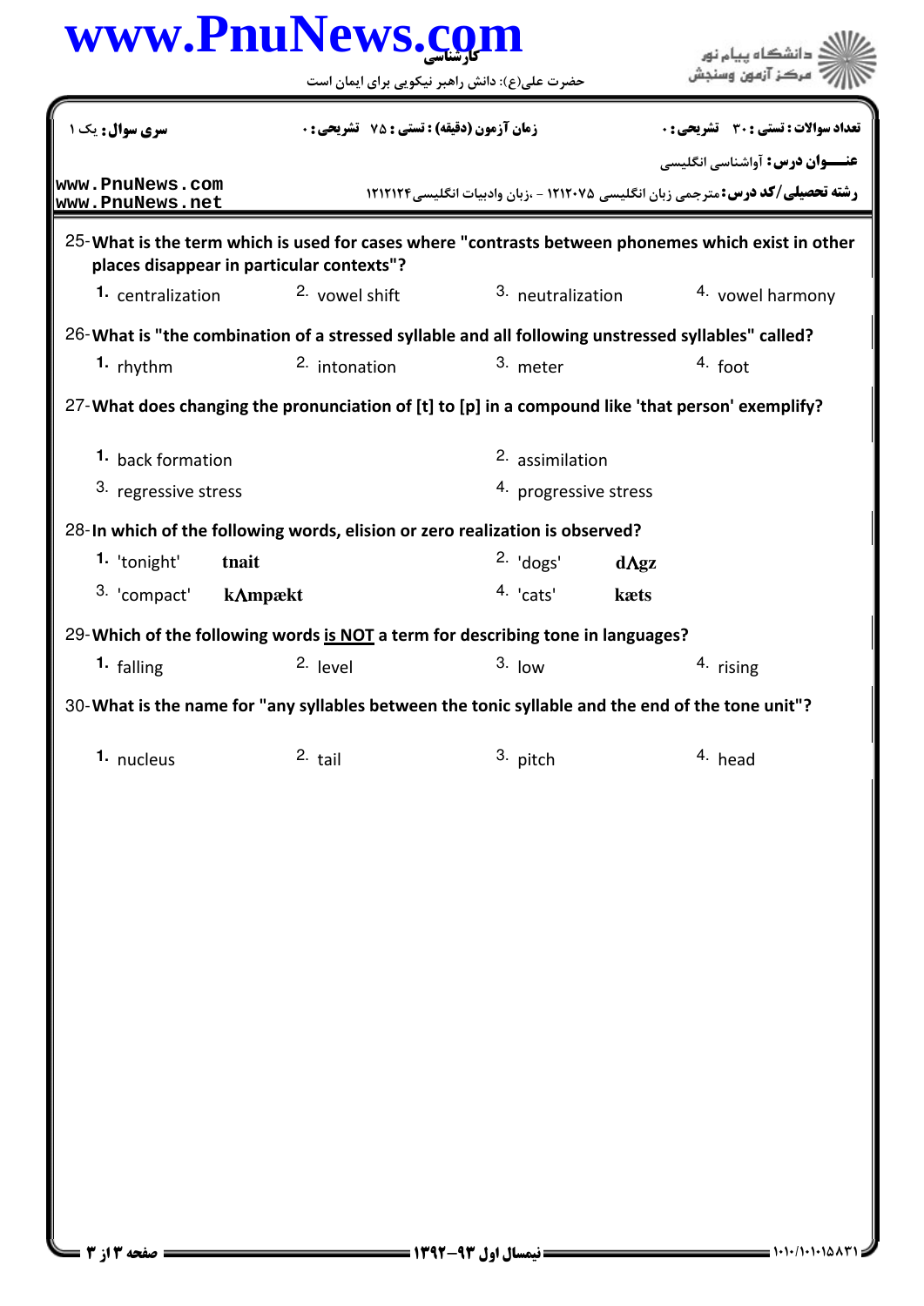25- **What is the term which is used for cases where "contrasts between phonemes which exist in other places disappear in particular contexts"?**

1. centralization
2. vowel shift
3. neutralization
4. vowel harmony

26- **What is "the combination of a stressed syllable and all following unstressed syllables" called?**

1. rhythm
2. intonation
3. meter
4. foot

27- **What does changing the pronunciation of [t] to [p] in a compound like 'that person' exemplify?**

1. back formation
2. assimilation
3. regressive stress
4. progressive stress

28- **In which of the following words, elision or zero realization is observed?**

1. 'tonight' **tnait**
2. 'dogs' **dʌgz**
3. 'compact' **kʌmpækt**
4. 'cats' **kæts**

29- **Which of the following words is NOT a term for describing tone in languages?**

1. falling
2. level
3. low
4. rising

30- **What is the name for "any syllables between the tonic syllable and the end of the tone unit"?**

1. nucleus
2. tail
3. pitch
4. head